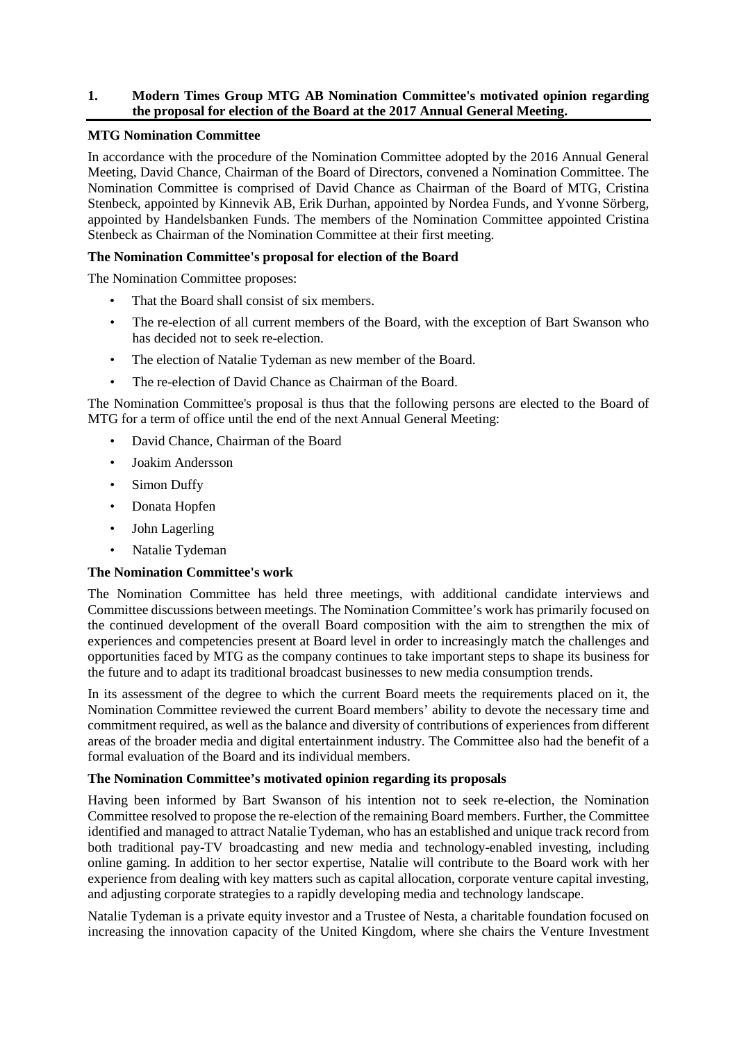## 1. Modern Times Group MTG AB Nomination Committee's motivated opinion regarding the proposal for election of the Board at the 2017 Annual General Meeting.

### MTG Nomination Committee

In accordance with the procedure of the Nomination Committee adopted by the 2016 Annual General Meeting, David Chance, Chairman of the Board of Directors, convened a Nomination Committee. The Nomination Committee is comprised of David Chance as Chairman of the Board of MTG, Cristina Stenbeck, appointed by Kinnevik AB, Erik Durhan, appointed by Nordea Funds, and Yvonne Sörberg, appointed by Handelsbanken Funds. The members of the Nomination Committee appointed Cristina Stenbeck as Chairman of the Nomination Committee at their first meeting.

### The Nomination Committee's proposal for election of the Board

The Nomination Committee proposes:

- That the Board shall consist of six members.
- The re-election of all current members of the Board, with the exception of Bart Swanson who has decided not to seek re-election.
- The election of Natalie Tydeman as new member of the Board.
- The re-election of David Chance as Chairman of the Board.

The Nomination Committee's proposal is thus that the following persons are elected to the Board of MTG for a term of office until the end of the next Annual General Meeting:

- David Chance, Chairman of the Board
- Joakim Andersson
- Simon Duffy
- Donata Hopfen
- John Lagerling
- Natalie Tydeman

### The Nomination Committee's work

The Nomination Committee has held three meetings, with additional candidate interviews and Committee discussions between meetings. The Nomination Committee's work has primarily focused on the continued development of the overall Board composition with the aim to strengthen the mix of experiences and competencies present at Board level in order to increasingly match the challenges and opportunities faced by MTG as the company continues to take important steps to shape its business for the future and to adapt its traditional broadcast businesses to new media consumption trends.

In its assessment of the degree to which the current Board meets the requirements placed on it, the Nomination Committee reviewed the current Board members' ability to devote the necessary time and commitment required, as well as the balance and diversity of contributions of experiences from different areas of the broader media and digital entertainment industry. The Committee also had the benefit of a formal evaluation of the Board and its individual members.

### The Nomination Committee's motivated opinion regarding its proposals

Having been informed by Bart Swanson of his intention not to seek re-election, the Nomination Committee resolved to propose the re-election of the remaining Board members. Further, the Committee identified and managed to attract Natalie Tydeman, who has an established and unique track record from both traditional pay-TV broadcasting and new media and technology-enabled investing, including online gaming. In addition to her sector expertise, Natalie will contribute to the Board work with her experience from dealing with key matters such as capital allocation, corporate venture capital investing, and adjusting corporate strategies to a rapidly developing media and technology landscape.

Natalie Tydeman is a private equity investor and a Trustee of Nesta, a charitable foundation focused on increasing the innovation capacity of the United Kingdom, where she chairs the Venture Investment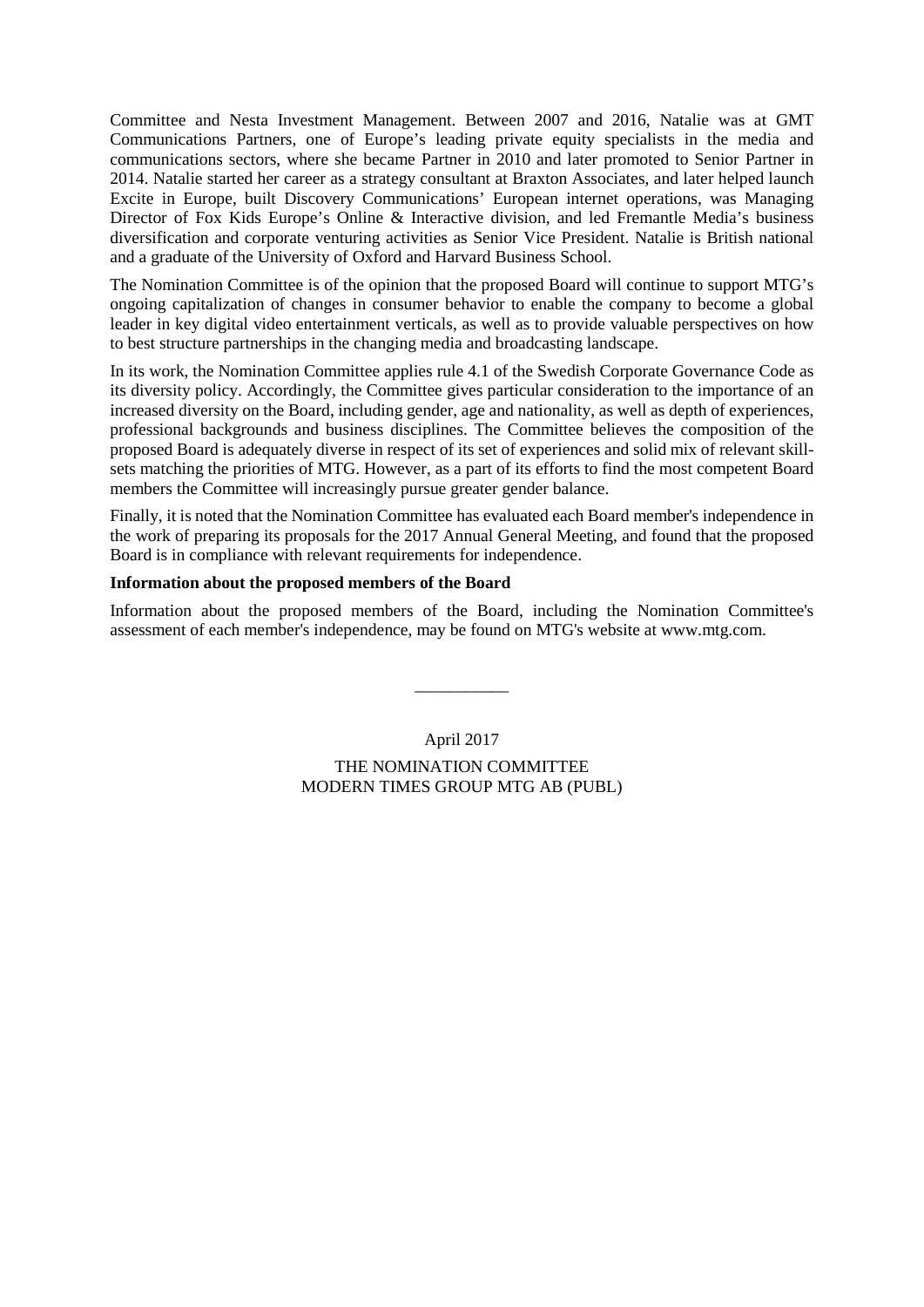Committee and Nesta Investment Management. Between 2007 and 2016, Natalie was at GMT Communications Partners, one of Europe's leading private equity specialists in the media and communications sectors, where she became Partner in 2010 and later promoted to Senior Partner in 2014. Natalie started her career as a strategy consultant at Braxton Associates, and later helped launch Excite in Europe, built Discovery Communications' European internet operations, was Managing Director of Fox Kids Europe's Online & Interactive division, and led Fremantle Media's business diversification and corporate venturing activities as Senior Vice President. Natalie is British national and a graduate of the University of Oxford and Harvard Business School.

The Nomination Committee is of the opinion that the proposed Board will continue to support MTG's ongoing capitalization of changes in consumer behavior to enable the company to become a global leader in key digital video entertainment verticals, as well as to provide valuable perspectives on how to best structure partnerships in the changing media and broadcasting landscape.

In its work, the Nomination Committee applies rule 4.1 of the Swedish Corporate Governance Code as its diversity policy. Accordingly, the Committee gives particular consideration to the importance of an increased diversity on the Board, including gender, age and nationality, as well as depth of experiences, professional backgrounds and business disciplines. The Committee believes the composition of the proposed Board is adequately diverse in respect of its set of experiences and solid mix of relevant skill-sets matching the priorities of MTG. However, as a part of its efforts to find the most competent Board members the Committee will increasingly pursue greater gender balance.

Finally, it is noted that the Nomination Committee has evaluated each Board member's independence in the work of preparing its proposals for the 2017 Annual General Meeting, and found that the proposed Board is in compliance with relevant requirements for independence.

**Information about the proposed members of the Board**

Information about the proposed members of the Board, including the Nomination Committee's assessment of each member's independence, may be found on MTG's website at www.mtg.com.

\_\_\_\_\_\_\_\_\_\_\_

April 2017

THE NOMINATION COMMITTEE
MODERN TIMES GROUP MTG AB (PUBL)